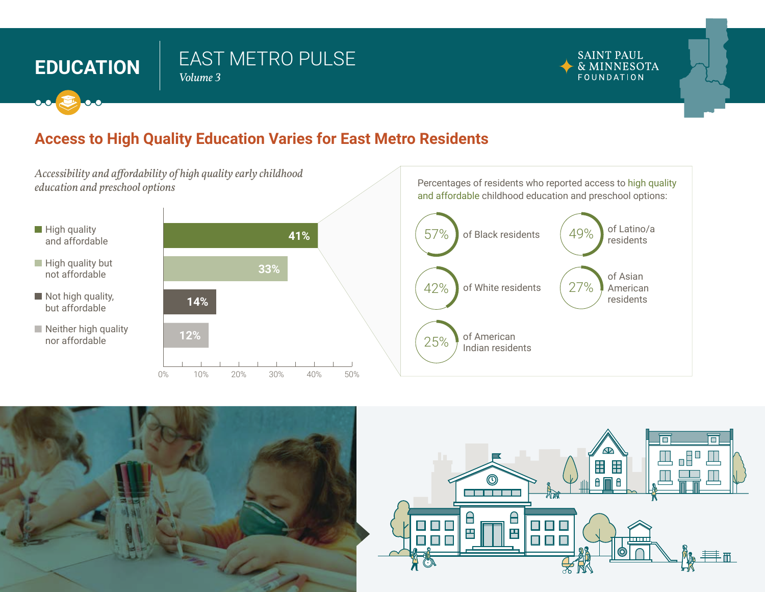# EDUCATION

EAST METRO PULSE
*Volume 3*

SAINT PAUL & MINNESOTA FOUNDATION

## Access to High Quality Education Varies for East Metro Residents

*Accessibility and affordability of high quality early childhood education and preschool options*

| Category | Percentage |
| --- | --- |
| High quality and affordable | 41% |
| High quality but not affordable | 33% |
| Not high quality, but affordable | 14% |
| Neither high quality nor affordable | 12% |

Percentages of residents who reported access to high quality and affordable childhood education and preschool options:

- 57% of Black residents
- 49% of Latino/a residents
- 42% of White residents
- 27% of Asian American residents
- 25% of American Indian residents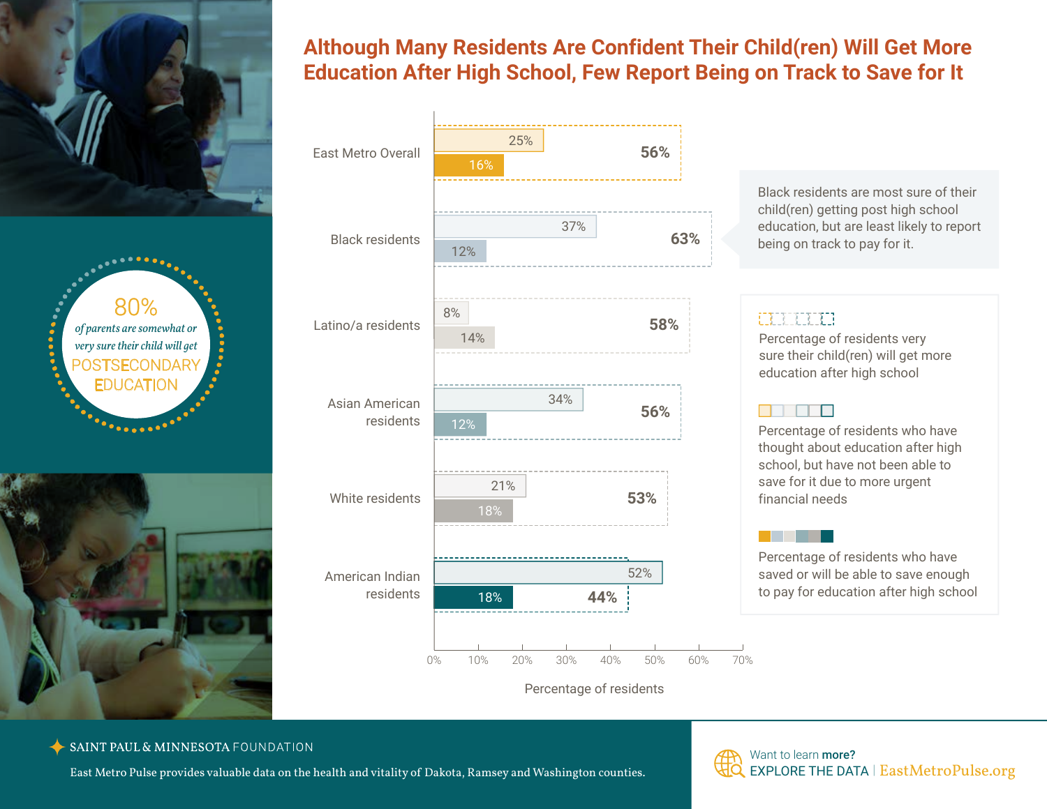# Although Many Residents Are Confident Their Child(ren) Will Get More Education After High School, Few Report Being on Track to Save for It

80% *of parents are somewhat or very sure their child will get* POSTSECONDARY EDUCATION

East Metro Overall
25%
16%
56%

Black residents
37%
12%
63%

Latino/a residents
8%
14%
58%

Asian American residents
34%
12%
56%

White residents
21%
18%
53%

American Indian residents
52%
18%
44%

0% 10% 20% 30% 40% 50% 60% 70%

Percentage of residents

Black residents are most sure of their child(ren) getting post high school education, but are least likely to report being on track to pay for it.

Percentage of residents very sure their child(ren) will get more education after high school

Percentage of residents who have thought about education after high school, but have not been able to save for it due to more urgent financial needs

Percentage of residents who have saved or will be able to save enough to pay for education after high school

SAINT PAUL & MINNESOTA FOUNDATION

East Metro Pulse provides valuable data on the health and vitality of Dakota, Ramsey and Washington counties.

Want to learn **more?**
EXPLORE THE DATA | EastMetroPulse.org